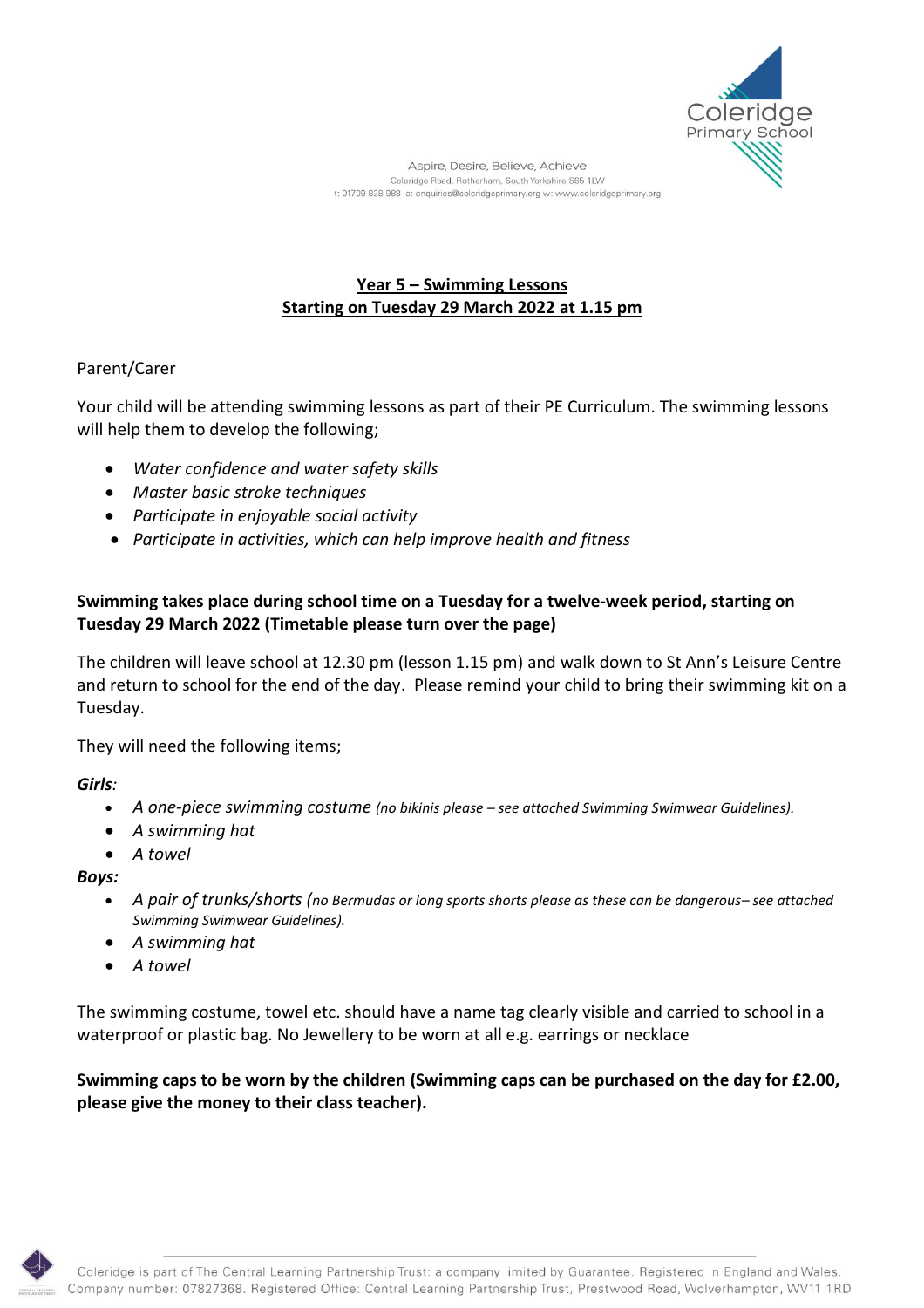Coleridge Primary School

Aspire, Desire, Believe, Achieve
Coleridge Road, Rotherham, South Yorkshire S65 1LW
t: 01709 828 988 e: enquiries@coleridgeprimary.org w: www.coleridgeprimary.org

## Year 5 – Swimming Lessons
## Starting on Tuesday 29 March 2022 at 1.15 pm

Parent/Carer

Your child will be attending swimming lessons as part of their PE Curriculum. The swimming lessons will help them to develop the following;

- *Water confidence and water safety skills*
- *Master basic stroke techniques*
- *Participate in enjoyable social activity*
- *Participate in activities, which can help improve health and fitness*

**Swimming takes place during school time on a Tuesday for a twelve-week period, starting on Tuesday 29 March 2022 (Timetable please turn over the page)**

The children will leave school at 12.30 pm (lesson 1.15 pm) and walk down to St Ann's Leisure Centre and return to school for the end of the day. Please remind your child to bring their swimming kit on a Tuesday.

They will need the following items;

***Girls:***

- *A one-piece swimming costume (no bikinis please – see attached Swimming Swimwear Guidelines).*
- *A swimming hat*
- *A towel*

***Boys:***

- *A pair of trunks/shorts (no Bermudas or long sports shorts please as these can be dangerous– see attached Swimming Swimwear Guidelines).*
- *A swimming hat*
- *A towel*

The swimming costume, towel etc. should have a name tag clearly visible and carried to school in a waterproof or plastic bag. No Jewellery to be worn at all e.g. earrings or necklace

**Swimming caps to be worn by the children (Swimming caps can be purchased on the day for £2.00, please give the money to their class teacher).**

Coleridge is part of The Central Learning Partnership Trust: a company limited by Guarantee. Registered in England and Wales. Company number: 07827368. Registered Office: Central Learning Partnership Trust, Prestwood Road, Wolverhampton, WV11 1RD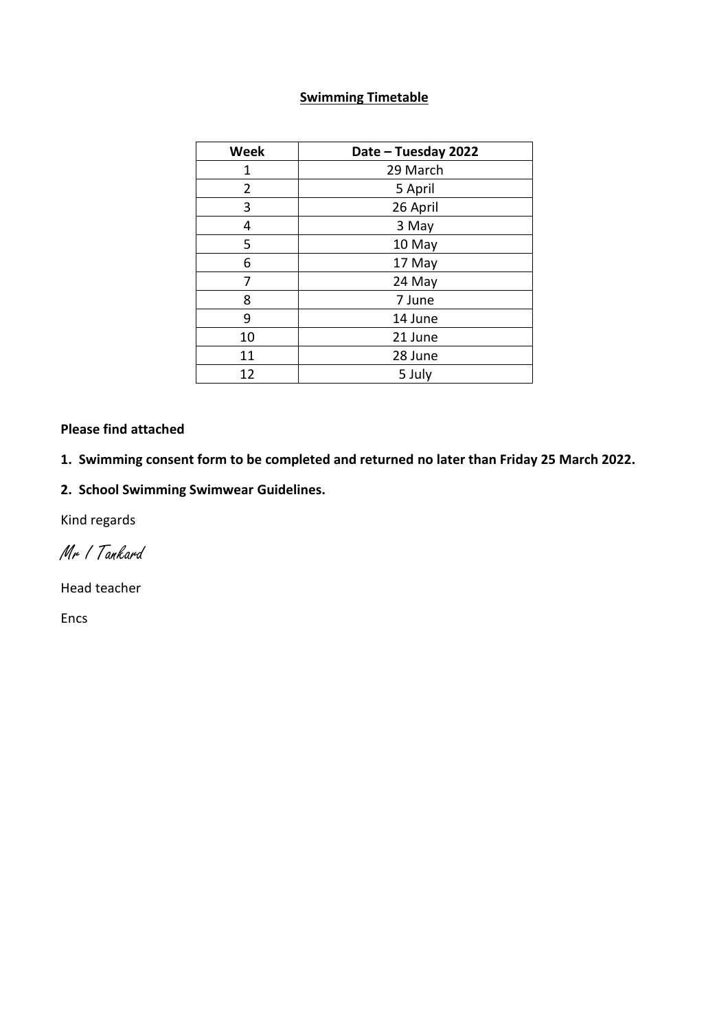**Swimming Timetable**

| Week | Date – Tuesday 2022 |
|---|---|
| 1 | 29 March |
| 2 | 5 April |
| 3 | 26 April |
| 4 | 3 May |
| 5 | 10 May |
| 6 | 17 May |
| 7 | 24 May |
| 8 | 7 June |
| 9 | 14 June |
| 10 | 21 June |
| 11 | 28 June |
| 12 | 5 July |

**Please find attached**

1. **Swimming consent form to be completed and returned no later than Friday 25 March 2022.**
2. **School Swimming Swimwear Guidelines.**

Kind regards

Mr I Tankard

Head teacher

Encs